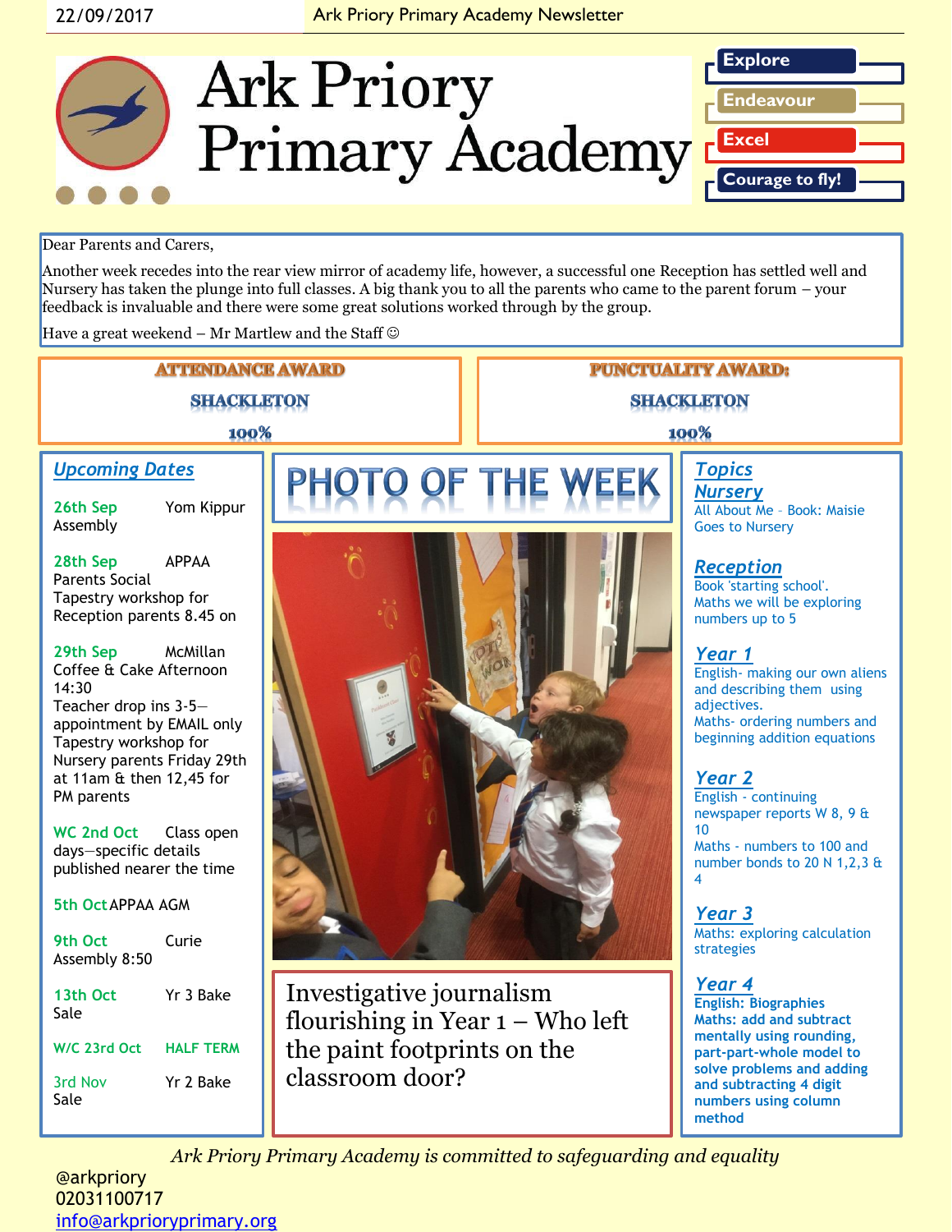22/09/2017 Ark Priory Primary Academy Newsletter

# Ark Priory Primary Academy

Explore
Endeavour
Excel
Courage to fly!

Dear Parents and Carers,

Another week recedes into the rear view mirror of academy life, however, a successful one Reception has settled well and Nursery has taken the plunge into full classes. A big thank you to all the parents who came to the parent forum – your feedback is invaluable and there were some great solutions worked through by the group.

Have a great weekend – Mr Martlew and the Staff ☺

**ATTENDANCE AWARD**

**SHACKLETON**

**100%**

**PUNCTUALITY AWARD:**

**SHACKLETON**

**100%**

## Upcoming Dates

**26th Sep** Yom Kippur Assembly

**28th Sep** APPAA Parents Social
Tapestry workshop for Reception parents 8.45 on

**29th Sep** McMillan Coffee & Cake Afternoon 14:30
Teacher drop ins 3-5—appointment by EMAIL only
Tapestry workshop for Nursery parents Friday 29th at 11am & then 12,45 for PM parents

**WC 2nd Oct** Class open days—specific details published nearer the time

**5th Oct** APPAA AGM

**9th Oct** Curie Assembly 8:50

**13th Oct** Yr 3 Bake Sale

**W/C 23rd Oct** HALF TERM

**3rd Nov** Yr 2 Bake Sale

## PHOTO OF THE WEEK

Investigative journalism flourishing in Year 1 – Who left the paint footprints on the classroom door?

## Topics

### Nursery
All About Me - Book: Maisie Goes to Nursery

### Reception
Book 'starting school'.
Maths we will be exploring numbers up to 5

### Year 1
English- making our own aliens and describing them using adjectives.
Maths- ordering numbers and beginning addition equations

### Year 2
English - continuing newspaper reports W 8, 9 & 10
Maths - numbers to 100 and number bonds to 20 N 1,2,3 & 4

### Year 3
Maths: exploring calculation strategies

### Year 4
**English: Biographies**
**Maths: add and subtract mentally using rounding, part-part-whole model to solve problems and adding and subtracting 4 digit numbers using column method**

*Ark Priory Primary Academy is committed to safeguarding and equality*

@arkpriory
02031100717
info@arkprioryprimary.org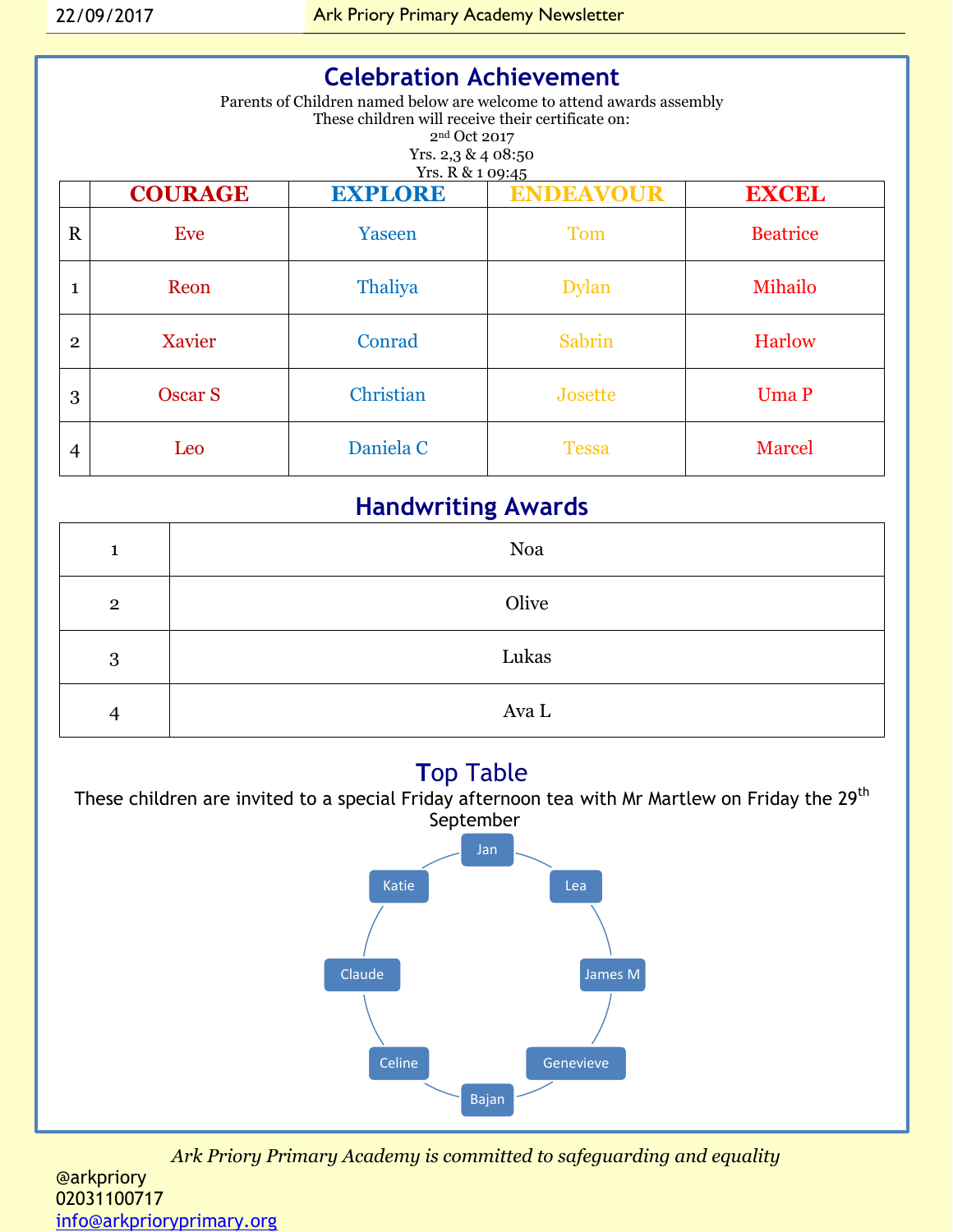## Celebration Achievement

Parents of Children named below are welcome to attend awards assembly
These children will receive their certificate on:
2nd Oct 2017
Yrs. 2,3 & 4 08:50
Yrs. R & 1 09:45

| | COURAGE | EXPLORE | ENDEAVOUR | EXCEL |
|---|---|---|---|---|
| R | Eve | Yaseen | Tom | Beatrice |
| 1 | Reon | Thaliya | Dylan | Mihailo |
| 2 | Xavier | Conrad | Sabrin | Harlow |
| 3 | Oscar S | Christian | Josette | Uma P |
| 4 | Leo | Daniela C | Tessa | Marcel |

## Handwriting Awards

| | |
|---|---|
| 1 | Noa |
| 2 | Olive |
| 3 | Lukas |
| 4 | Ava L |

## Top Table

These children are invited to a special Friday afternoon tea with Mr Martlew on Friday the 29th September

- Jan
- Lea
- James M
- Genevieve
- Bajan
- Celine
- Claude
- Katie

*Ark Priory Primary Academy is committed to safeguarding and equality*

@arkpriory
02031100717
info@arkprioryprimary.org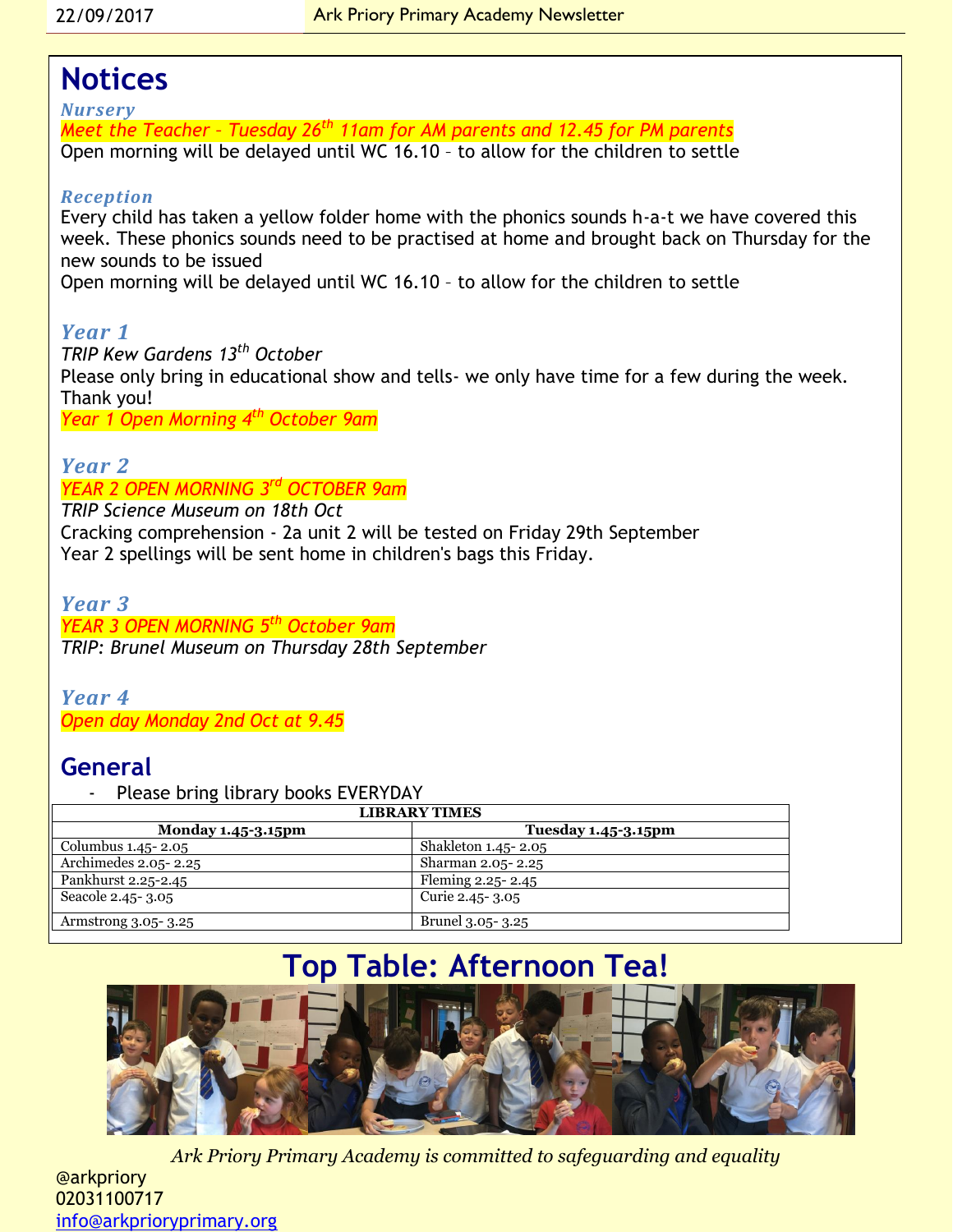# Notices

### *Nursery*

*Meet the Teacher – Tuesday 26th 11am for AM parents and 12.45 for PM parents*

Open morning will be delayed until WC 16.10 – to allow for the children to settle

### *Reception*

Every child has taken a yellow folder home with the phonics sounds h-a-t we have covered this week. These phonics sounds need to be practised at home and brought back on Thursday for the new sounds to be issued

Open morning will be delayed until WC 16.10 – to allow for the children to settle

### *Year 1*

*TRIP Kew Gardens 13th October*

Please only bring in educational show and tells- we only have time for a few during the week. Thank you!

*Year 1 Open Morning 4th October 9am*

### *Year 2*

*YEAR 2 OPEN MORNING 3rd OCTOBER 9am*

*TRIP Science Museum on 18th Oct*

Cracking comprehension - 2a unit 2 will be tested on Friday 29th September

Year 2 spellings will be sent home in children's bags this Friday.

### *Year 3*

*YEAR 3 OPEN MORNING 5th October 9am*

*TRIP: Brunel Museum on Thursday 28th September*

### *Year 4*

*Open day Monday 2nd Oct at 9.45*

## General

- Please bring library books EVERYDAY

| LIBRARY TIMES | |
|---|---|
| **Monday 1.45-3.15pm** | **Tuesday 1.45-3.15pm** |
| Columbus 1.45- 2.05 | Shakleton 1.45- 2.05 |
| Archimedes 2.05- 2.25 | Sharman 2.05- 2.25 |
| Pankhurst 2.25-2.45 | Fleming 2.25- 2.45 |
| Seacole 2.45- 3.05 | Curie 2.45- 3.05 |
| Armstrong 3.05- 3.25 | Brunel 3.05- 3.25 |

# Top Table: Afternoon Tea!

*Ark Priory Primary Academy is committed to safeguarding and equality*

@arkpriory
02031100717
info@arkprioryprimary.org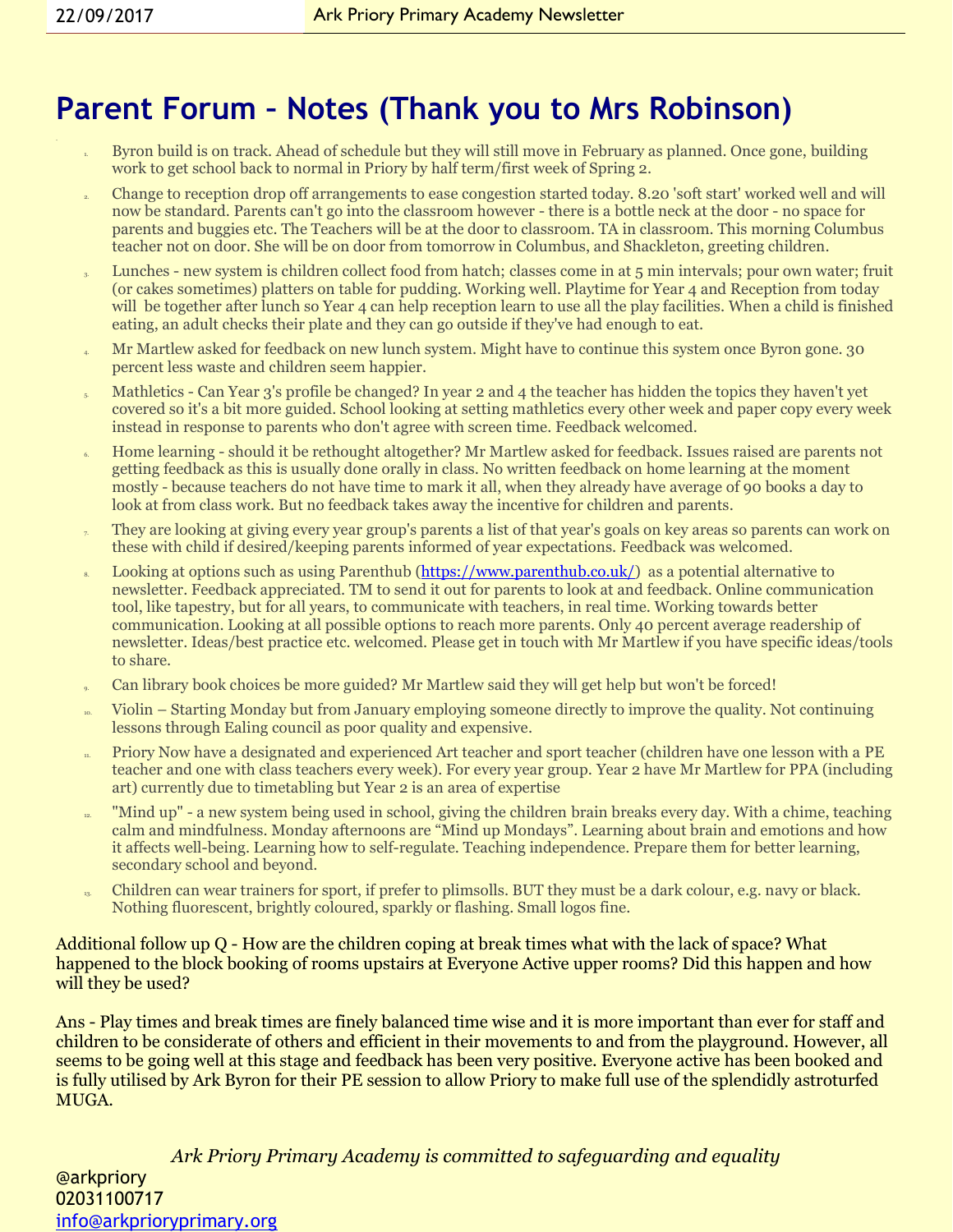# Parent Forum - Notes (Thank you to Mrs Robinson)

1. Byron build is on track. Ahead of schedule but they will still move in February as planned. Once gone, building work to get school back to normal in Priory by half term/first week of Spring 2.
2. Change to reception drop off arrangements to ease congestion started today. 8.20 'soft start' worked well and will now be standard. Parents can't go into the classroom however - there is a bottle neck at the door - no space for parents and buggies etc. The Teachers will be at the door to classroom. TA in classroom. This morning Columbus teacher not on door. She will be on door from tomorrow in Columbus, and Shackleton, greeting children.
3. Lunches - new system is children collect food from hatch; classes come in at 5 min intervals; pour own water; fruit (or cakes sometimes) platters on table for pudding. Working well. Playtime for Year 4 and Reception from today will be together after lunch so Year 4 can help reception learn to use all the play facilities. When a child is finished eating, an adult checks their plate and they can go outside if they've had enough to eat.
4. Mr Martlew asked for feedback on new lunch system. Might have to continue this system once Byron gone. 30 percent less waste and children seem happier.
5. Mathletics - Can Year 3's profile be changed? In year 2 and 4 the teacher has hidden the topics they haven't yet covered so it's a bit more guided. School looking at setting mathletics every other week and paper copy every week instead in response to parents who don't agree with screen time. Feedback welcomed.
6. Home learning - should it be rethought altogether? Mr Martlew asked for feedback. Issues raised are parents not getting feedback as this is usually done orally in class. No written feedback on home learning at the moment mostly - because teachers do not have time to mark it all, when they already have average of 90 books a day to look at from class work. But no feedback takes away the incentive for children and parents.
7. They are looking at giving every year group's parents a list of that year's goals on key areas so parents can work on these with child if desired/keeping parents informed of year expectations. Feedback was welcomed.
8. Looking at options such as using Parenthub (https://www.parenthub.co.uk/) as a potential alternative to newsletter. Feedback appreciated. TM to send it out for parents to look at and feedback. Online communication tool, like tapestry, but for all years, to communicate with teachers, in real time. Working towards better communication. Looking at all possible options to reach more parents. Only 40 percent average readership of newsletter. Ideas/best practice etc. welcomed. Please get in touch with Mr Martlew if you have specific ideas/tools to share.
9. Can library book choices be more guided? Mr Martlew said they will get help but won't be forced!
10. Violin – Starting Monday but from January employing someone directly to improve the quality. Not continuing lessons through Ealing council as poor quality and expensive.
11. Priory Now have a designated and experienced Art teacher and sport teacher (children have one lesson with a PE teacher and one with class teachers every week). For every year group. Year 2 have Mr Martlew for PPA (including art) currently due to timetabling but Year 2 is an area of expertise
12. "Mind up" - a new system being used in school, giving the children brain breaks every day. With a chime, teaching calm and mindfulness. Monday afternoons are "Mind up Mondays". Learning about brain and emotions and how it affects well-being. Learning how to self-regulate. Teaching independence. Prepare them for better learning, secondary school and beyond.
13. Children can wear trainers for sport, if prefer to plimsolls. BUT they must be a dark colour, e.g. navy or black. Nothing fluorescent, brightly coloured, sparkly or flashing. Small logos fine.

Additional follow up Q - How are the children coping at break times what with the lack of space? What happened to the block booking of rooms upstairs at Everyone Active upper rooms? Did this happen and how will they be used?

Ans - Play times and break times are finely balanced time wise and it is more important than ever for staff and children to be considerate of others and efficient in their movements to and from the playground. However, all seems to be going well at this stage and feedback has been very positive. Everyone active has been booked and is fully utilised by Ark Byron for their PE session to allow Priory to make full use of the splendidly astroturfed MUGA.

*Ark Priory Primary Academy is committed to safeguarding and equality*

@arkpriory
02031100717
info@arkprioryprimary.org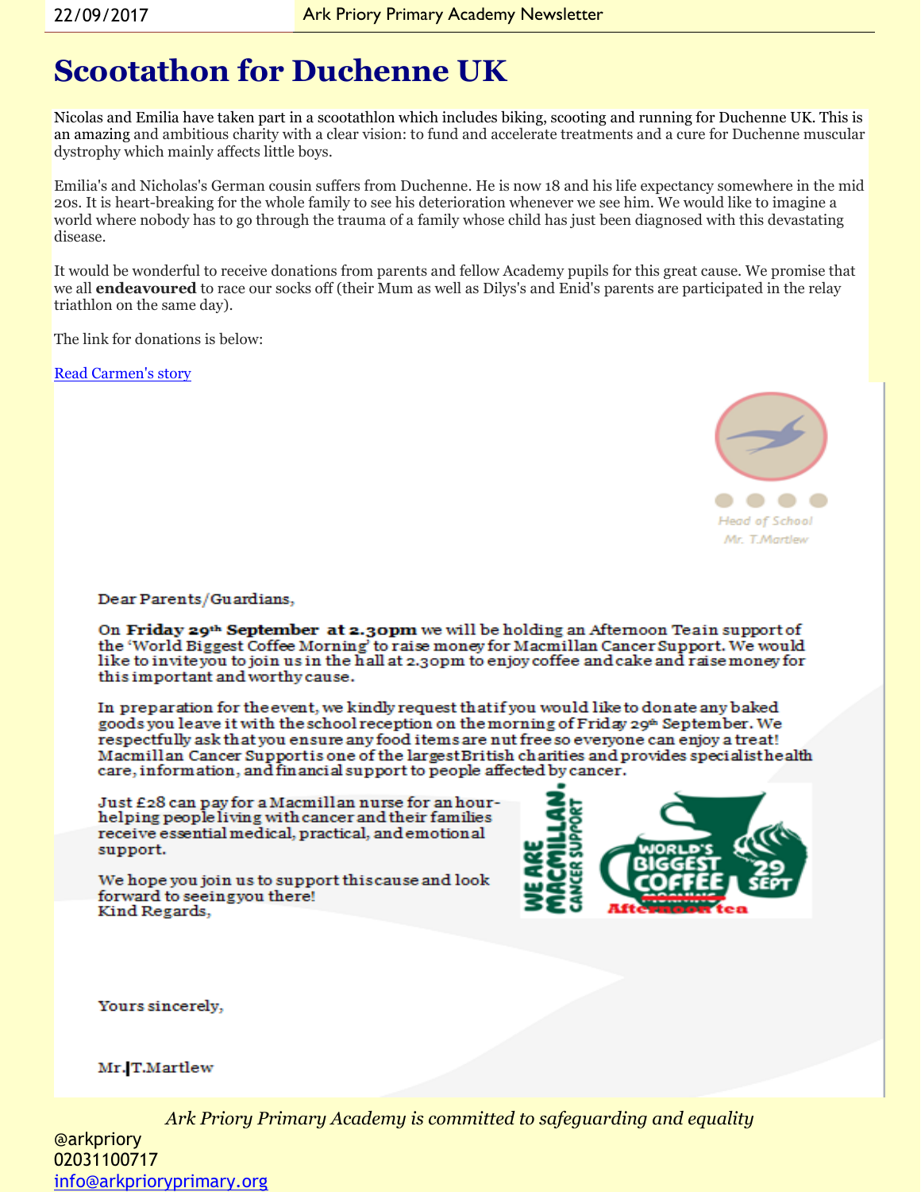# Scootathon for Duchenne UK

Nicolas and Emilia have taken part in a scootathlon which includes biking, scooting and running for Duchenne UK. This is an amazing and ambitious charity with a clear vision: to fund and accelerate treatments and a cure for Duchenne muscular dystrophy which mainly affects little boys.

Emilia's and Nicholas's German cousin suffers from Duchenne. He is now 18 and his life expectancy somewhere in the mid 20s. It is heart-breaking for the whole family to see his deterioration whenever we see him. We would like to imagine a world where nobody has to go through the trauma of a family whose child has just been diagnosed with this devastating disease.

It would be wonderful to receive donations from parents and fellow Academy pupils for this great cause. We promise that we all **endeavoured** to race our socks off (their Mum as well as Dilys's and Enid's parents are participated in the relay triathlon on the same day).

The link for donations is below:

[Read Carmen's story]()

Head of School
Mr. T.Martlew

Dear Parents/Guardians,

On **Friday 29th September at 2.30pm** we will be holding an Afternoon Teain support of the 'World Biggest Coffee Morning' to raise money for Macmillan Cancer Support. We would like to invite you to join us in the hall at 2.30pm to enjoy coffee and cake and raise money for this important and worthy cause.

In preparation for the event, we kindly request that if you would like to donate any baked goods you leave it with the school reception on the morning of Friday 29th September. We respectfully ask that you ensure any food items are nut free so everyone can enjoy a treat! Macmillan Cancer Support is one of the largest British charities and provides specialist health care, information, and financial support to people affected by cancer.

Just £28 can pay for a Macmillan nurse for an hour- helping people living with cancer and their families receive essential medical, practical, and emotional support.

We hope you join us to support this cause and look forward to seeing you there!
Kind Regards,

WE ARE MACMILLAN. CANCER SUPPORT — WORLD'S BIGGEST COFFEE ~~MORNING~~ Afternoon tea 29 SEPT

Yours sincerely,

Mr. T.Martlew

*Ark Priory Primary Academy is committed to safeguarding and equality*

@arkpriory
02031100717
[info@arkprioryprimary.org](mailto:info@arkprioryprimary.org)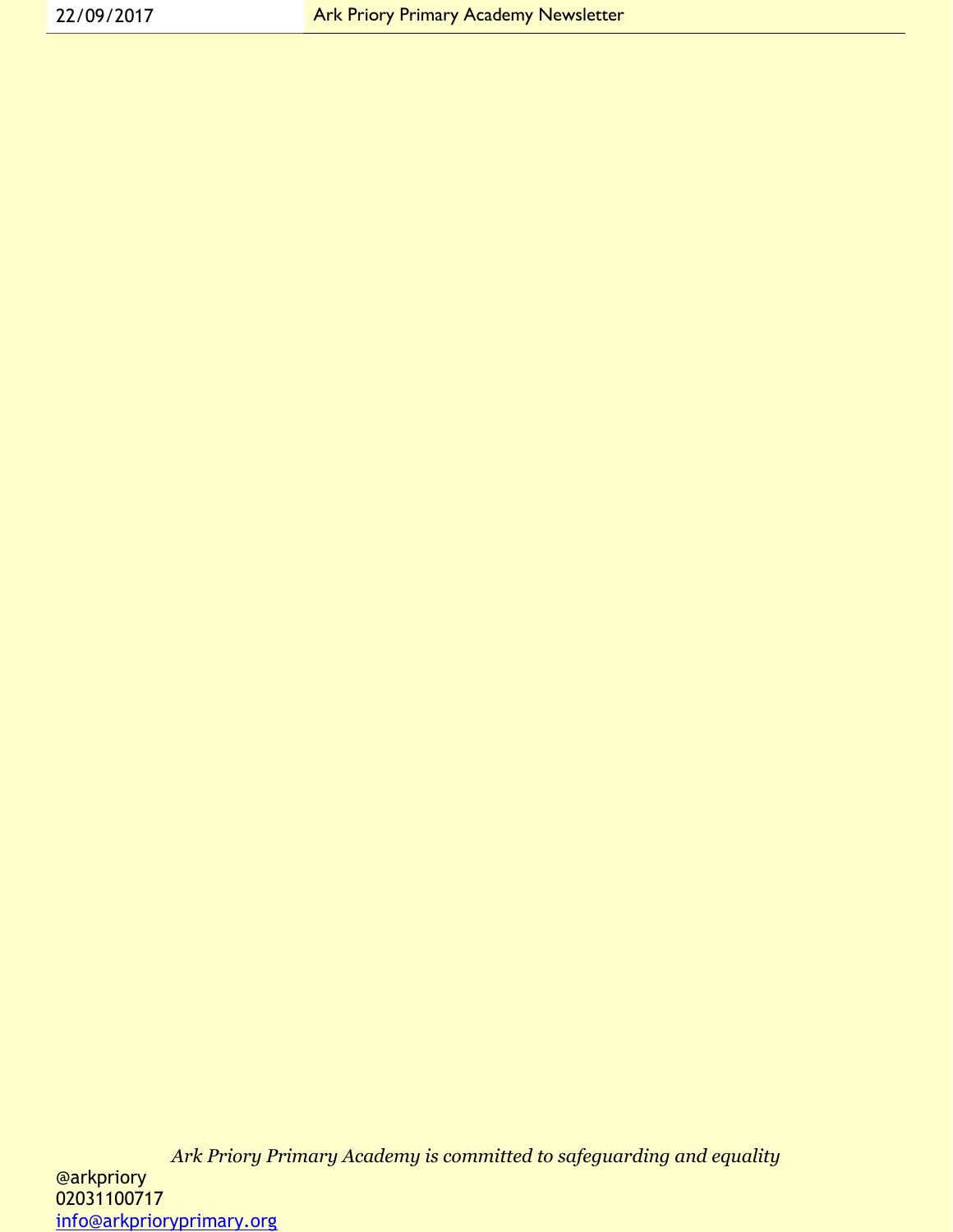*Ark Priory Primary Academy is committed to safeguarding and equality*

@arkpriory
02031100717
info@arkprioryprimary.org